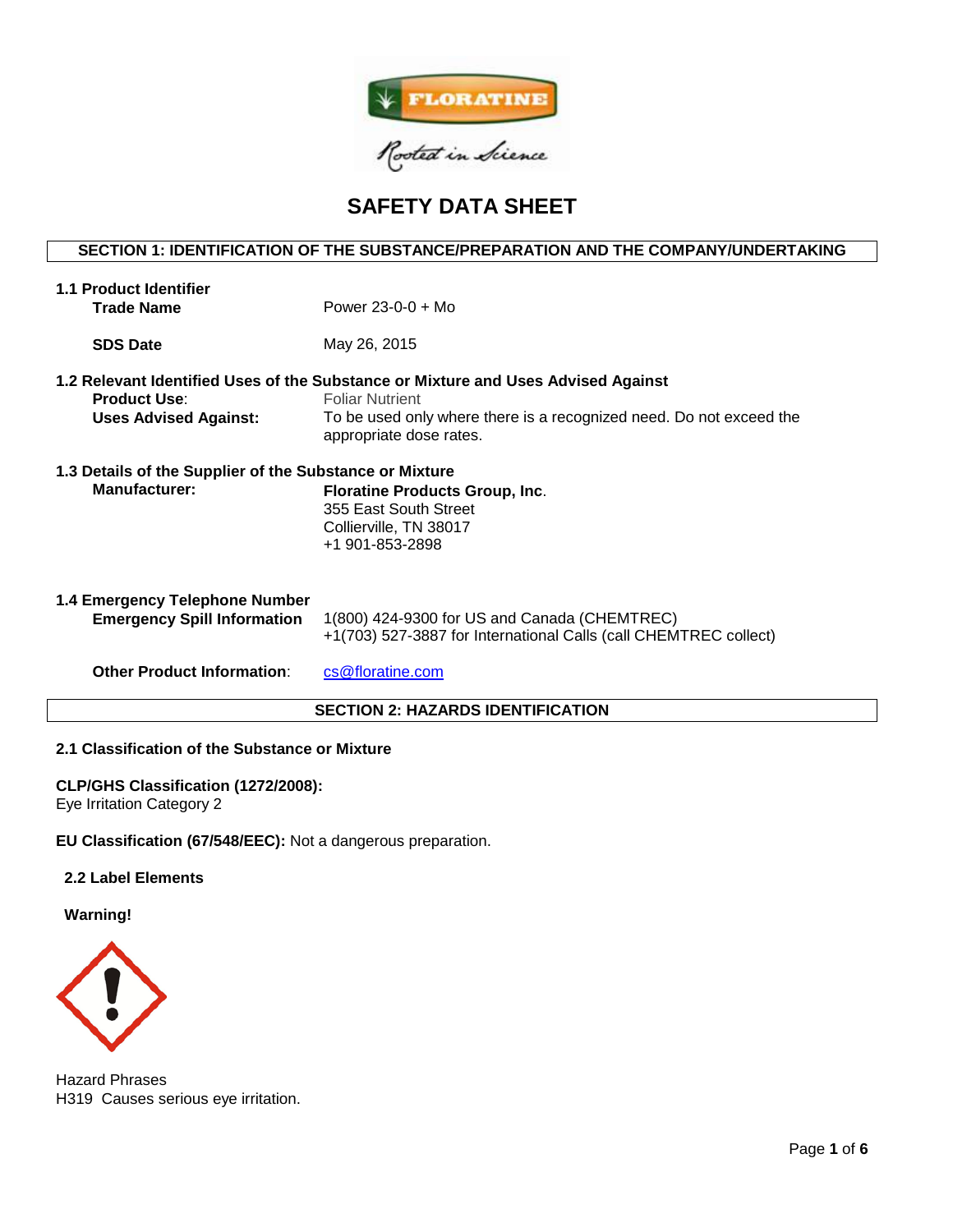# SAFETY DATA SHEET

## SECTION 1: IDENTIFICATION OF THE SUBSTANCE/PREPARATION AND THE COMPANY/UNDERTAKING

### 1.1 Product Identifier

**Trade Name** Power 23-0-0 + Mo

**SDS Date** May 26, 2015

### 1.2 Relevant Identified Uses of the Substance or Mixture and Uses Advised Against

**Product Use**: Foliar Nutrient

**Uses Advised Against:** To be used only where there is a recognized need. Do not exceed the appropriate dose rates.

### 1.3 Details of the Supplier of the Substance or Mixture

**Manufacturer:**
**Floratine Products Group, Inc**.
355 East South Street
Collierville, TN 38017
+1 901-853-2898

### 1.4 Emergency Telephone Number

**Emergency Spill Information**
1(800) 424-9300 for US and Canada (CHEMTREC)
+1(703) 527-3887 for International Calls (call CHEMTREC collect)

**Other Product Information**: cs@floratine.com

## SECTION 2: HAZARDS IDENTIFICATION

### 2.1 Classification of the Substance or Mixture

**CLP/GHS Classification (1272/2008):**
Eye Irritation Category 2

**EU Classification (67/548/EEC):** Not a dangerous preparation.

### 2.2 Label Elements

**Warning!**

Hazard Phrases
H319 Causes serious eye irritation.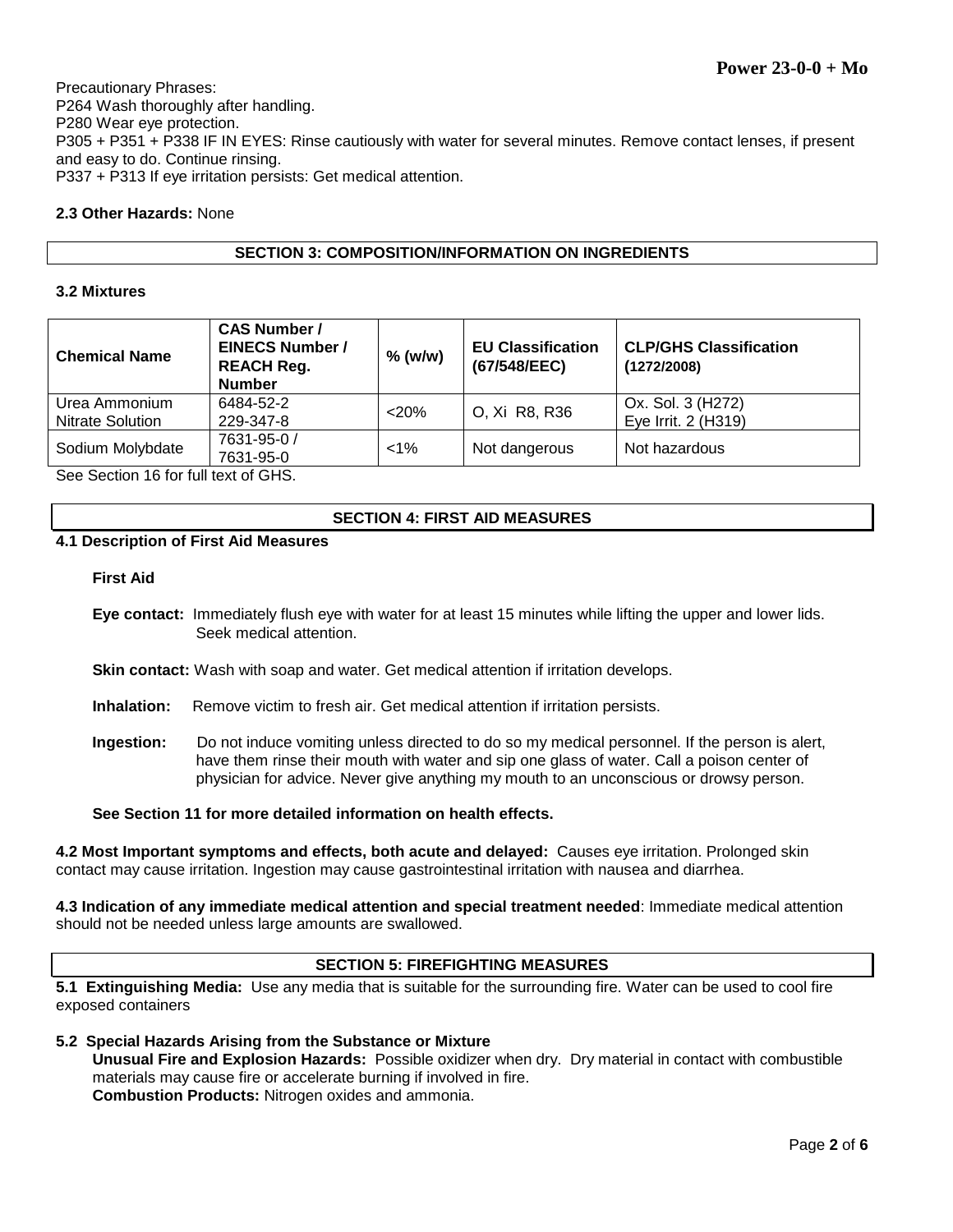Precautionary Phrases:
P264 Wash thoroughly after handling.
P280 Wear eye protection.
P305 + P351 + P338 IF IN EYES: Rinse cautiously with water for several minutes. Remove contact lenses, if present and easy to do. Continue rinsing.
P337 + P313 If eye irritation persists: Get medical attention.

**2.3 Other Hazards:** None

## SECTION 3: COMPOSITION/INFORMATION ON INGREDIENTS

### 3.2 Mixtures

| Chemical Name | CAS Number / EINECS Number / REACH Reg. Number | % (w/w) | EU Classification (67/548/EEC) | CLP/GHS Classification (1272/2008) |
|---|---|---|---|---|
| Urea Ammonium Nitrate Solution | 6484-52-2<br>229-347-8 | <20% | O, Xi R8, R36 | Ox. Sol. 3 (H272)<br>Eye Irrit. 2 (H319) |
| Sodium Molybdate | 7631-95-0 /<br>7631-95-0 | <1% | Not dangerous | Not hazardous |

See Section 16 for full text of GHS.

## SECTION 4: FIRST AID MEASURES

### 4.1 Description of First Aid Measures

**First Aid**

**Eye contact:** Immediately flush eye with water for at least 15 minutes while lifting the upper and lower lids. Seek medical attention.

**Skin contact:** Wash with soap and water. Get medical attention if irritation develops.

**Inhalation:** Remove victim to fresh air. Get medical attention if irritation persists.

**Ingestion:** Do not induce vomiting unless directed to do so my medical personnel. If the person is alert, have them rinse their mouth with water and sip one glass of water. Call a poison center of physician for advice. Never give anything my mouth to an unconscious or drowsy person.

**See Section 11 for more detailed information on health effects.**

**4.2 Most Important symptoms and effects, both acute and delayed:** Causes eye irritation. Prolonged skin contact may cause irritation. Ingestion may cause gastrointestinal irritation with nausea and diarrhea.

**4.3 Indication of any immediate medical attention and special treatment needed**: Immediate medical attention should not be needed unless large amounts are swallowed.

## SECTION 5: FIREFIGHTING MEASURES

**5.1 Extinguishing Media:** Use any media that is suitable for the surrounding fire. Water can be used to cool fire exposed containers

**5.2 Special Hazards Arising from the Substance or Mixture**

**Unusual Fire and Explosion Hazards:** Possible oxidizer when dry. Dry material in contact with combustible materials may cause fire or accelerate burning if involved in fire.

**Combustion Products:** Nitrogen oxides and ammonia.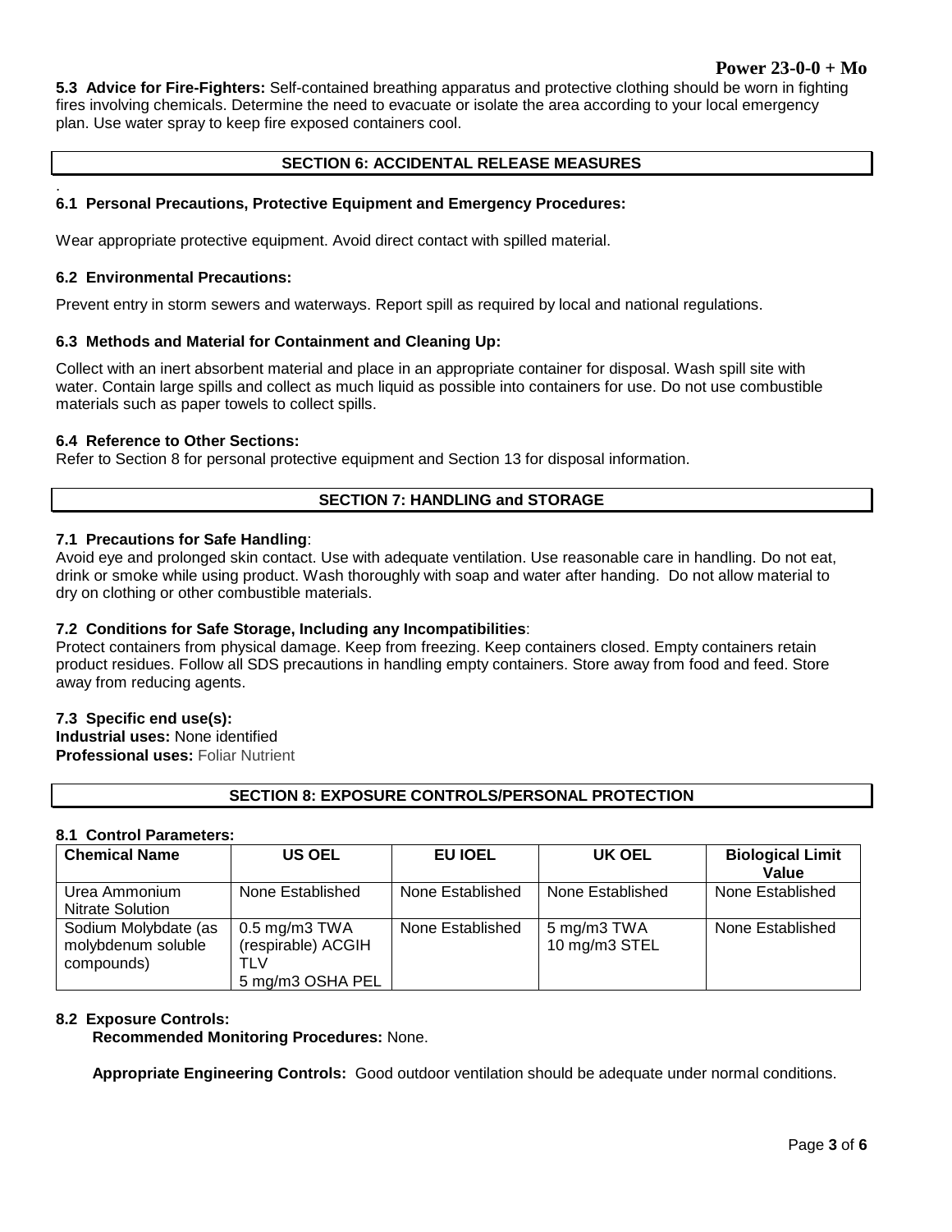**5.3 Advice for Fire-Fighters:** Self-contained breathing apparatus and protective clothing should be worn in fighting fires involving chemicals. Determine the need to evacuate or isolate the area according to your local emergency plan. Use water spray to keep fire exposed containers cool.

## SECTION 6: ACCIDENTAL RELEASE MEASURES

### 6.1 Personal Precautions, Protective Equipment and Emergency Procedures:

Wear appropriate protective equipment. Avoid direct contact with spilled material.

### 6.2 Environmental Precautions:

Prevent entry in storm sewers and waterways. Report spill as required by local and national regulations.

### 6.3 Methods and Material for Containment and Cleaning Up:

Collect with an inert absorbent material and place in an appropriate container for disposal. Wash spill site with water. Contain large spills and collect as much liquid as possible into containers for use. Do not use combustible materials such as paper towels to collect spills.

### 6.4 Reference to Other Sections:

Refer to Section 8 for personal protective equipment and Section 13 for disposal information.

## SECTION 7: HANDLING and STORAGE

### 7.1 Precautions for Safe Handling:

Avoid eye and prolonged skin contact. Use with adequate ventilation. Use reasonable care in handling. Do not eat, drink or smoke while using product. Wash thoroughly with soap and water after handing. Do not allow material to dry on clothing or other combustible materials.

### 7.2 Conditions for Safe Storage, Including any Incompatibilities:

Protect containers from physical damage. Keep from freezing. Keep containers closed. Empty containers retain product residues. Follow all SDS precautions in handling empty containers. Store away from food and feed. Store away from reducing agents.

### 7.3 Specific end use(s):

**Industrial uses:** None identified
**Professional uses:** Foliar Nutrient

## SECTION 8: EXPOSURE CONTROLS/PERSONAL PROTECTION

### 8.1 Control Parameters:

| Chemical Name | US OEL | EU IOEL | UK OEL | Biological Limit Value |
|---|---|---|---|---|
| Urea Ammonium Nitrate Solution | None Established | None Established | None Established | None Established |
| Sodium Molybdate (as molybdenum soluble compounds) | 0.5 mg/m3 TWA (respirable) ACGIH TLV 5 mg/m3 OSHA PEL | None Established | 5 mg/m3 TWA 10 mg/m3 STEL | None Established |

### 8.2 Exposure Controls:

**Recommended Monitoring Procedures:** None.

**Appropriate Engineering Controls:** Good outdoor ventilation should be adequate under normal conditions.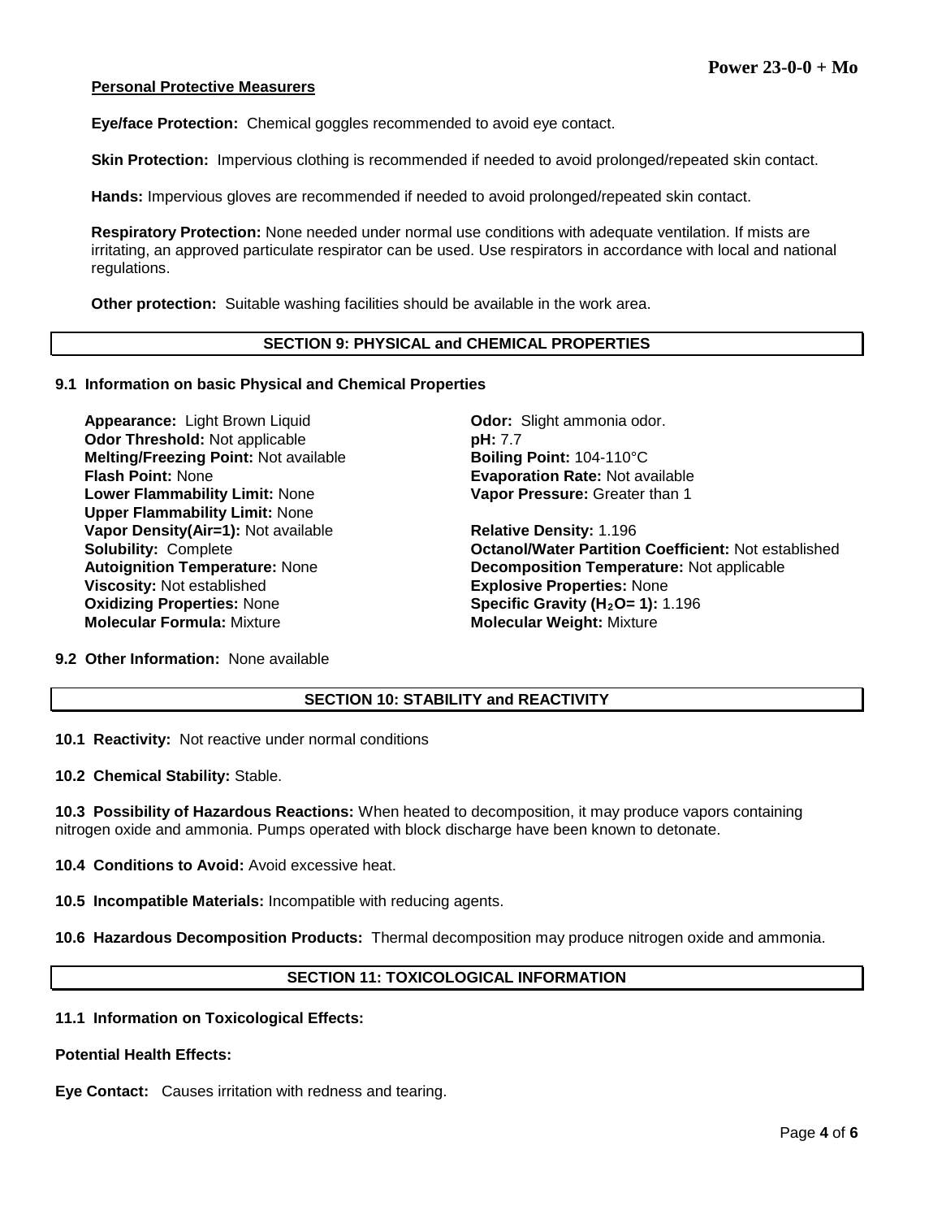**Personal Protective Measurers**

**Eye/face Protection:** Chemical goggles recommended to avoid eye contact.

**Skin Protection:** Impervious clothing is recommended if needed to avoid prolonged/repeated skin contact.

**Hands:** Impervious gloves are recommended if needed to avoid prolonged/repeated skin contact.

**Respiratory Protection:** None needed under normal use conditions with adequate ventilation. If mists are irritating, an approved particulate respirator can be used. Use respirators in accordance with local and national regulations.

**Other protection:** Suitable washing facilities should be available in the work area.

## SECTION 9: PHYSICAL and CHEMICAL PROPERTIES

### 9.1 Information on basic Physical and Chemical Properties

**Appearance:** Light Brown Liquid
**Odor:** Slight ammonia odor.
**Odor Threshold:** Not applicable
**pH:** 7.7
**Melting/Freezing Point:** Not available
**Boiling Point:** 104-110°C
**Flash Point:** None
**Evaporation Rate:** Not available
**Lower Flammability Limit:** None
**Vapor Pressure:** Greater than 1
**Upper Flammability Limit:** None
**Vapor Density(Air=1):** Not available
**Relative Density:** 1.196
**Solubility:** Complete
**Octanol/Water Partition Coefficient:** Not established
**Autoignition Temperature:** None
**Decomposition Temperature:** Not applicable
**Viscosity:** Not established
**Explosive Properties:** None
**Oxidizing Properties:** None
**Specific Gravity ($H_2O$= 1):** 1.196
**Molecular Formula:** Mixture
**Molecular Weight:** Mixture

**9.2 Other Information:** None available

## SECTION 10: STABILITY and REACTIVITY

**10.1 Reactivity:** Not reactive under normal conditions

**10.2 Chemical Stability:** Stable.

**10.3 Possibility of Hazardous Reactions:** When heated to decomposition, it may produce vapors containing nitrogen oxide and ammonia. Pumps operated with block discharge have been known to detonate.

**10.4 Conditions to Avoid:** Avoid excessive heat.

**10.5 Incompatible Materials:** Incompatible with reducing agents.

**10.6 Hazardous Decomposition Products:** Thermal decomposition may produce nitrogen oxide and ammonia.

## SECTION 11: TOXICOLOGICAL INFORMATION

**11.1 Information on Toxicological Effects:**

**Potential Health Effects:**

**Eye Contact:** Causes irritation with redness and tearing.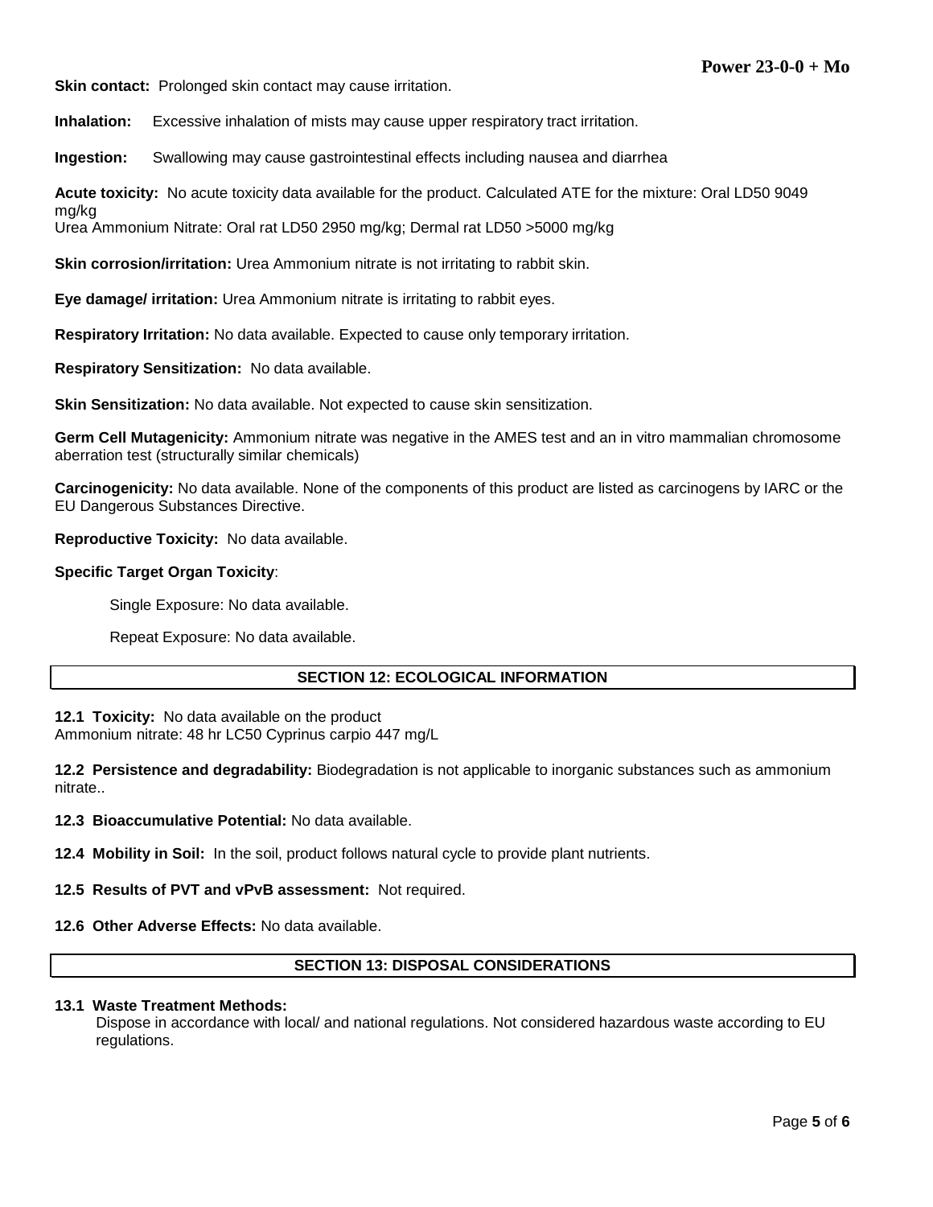**Skin contact:** Prolonged skin contact may cause irritation.

**Inhalation:** Excessive inhalation of mists may cause upper respiratory tract irritation.

**Ingestion:** Swallowing may cause gastrointestinal effects including nausea and diarrhea

**Acute toxicity:** No acute toxicity data available for the product. Calculated ATE for the mixture: Oral LD50 9049 mg/kg
Urea Ammonium Nitrate: Oral rat LD50 2950 mg/kg; Dermal rat LD50 >5000 mg/kg

**Skin corrosion/irritation:** Urea Ammonium nitrate is not irritating to rabbit skin.

**Eye damage/ irritation:** Urea Ammonium nitrate is irritating to rabbit eyes.

**Respiratory Irritation:** No data available. Expected to cause only temporary irritation.

**Respiratory Sensitization:** No data available.

**Skin Sensitization:** No data available. Not expected to cause skin sensitization.

**Germ Cell Mutagenicity:** Ammonium nitrate was negative in the AMES test and an in vitro mammalian chromosome aberration test (structurally similar chemicals)

**Carcinogenicity:** No data available. None of the components of this product are listed as carcinogens by IARC or the EU Dangerous Substances Directive.

**Reproductive Toxicity:** No data available.

**Specific Target Organ Toxicity**:

Single Exposure: No data available.

Repeat Exposure: No data available.

## SECTION 12: ECOLOGICAL INFORMATION

**12.1 Toxicity:** No data available on the product
Ammonium nitrate: 48 hr LC50 Cyprinus carpio 447 mg/L

**12.2 Persistence and degradability:** Biodegradation is not applicable to inorganic substances such as ammonium nitrate..

**12.3 Bioaccumulative Potential:** No data available.

**12.4 Mobility in Soil:** In the soil, product follows natural cycle to provide plant nutrients.

**12.5 Results of PVT and vPvB assessment:** Not required.

**12.6 Other Adverse Effects:** No data available.

## SECTION 13: DISPOSAL CONSIDERATIONS

**13.1 Waste Treatment Methods:**
Dispose in accordance with local/ and national regulations. Not considered hazardous waste according to EU regulations.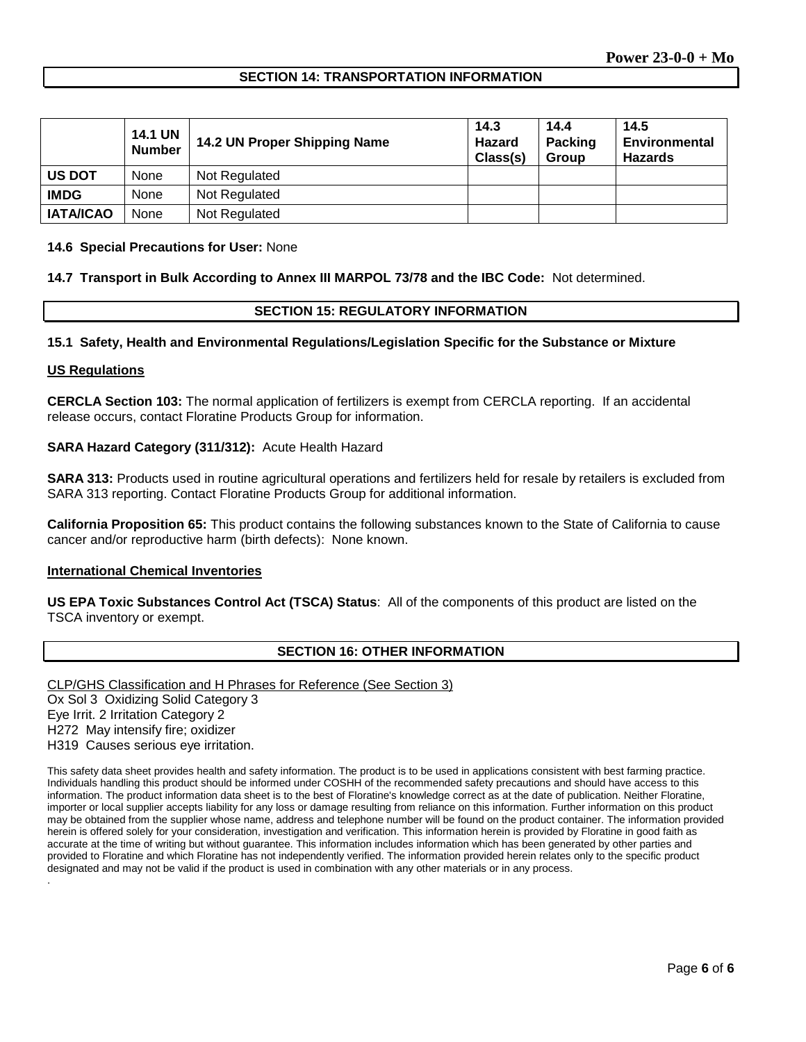## SECTION 14: TRANSPORTATION INFORMATION

| | 14.1 UN Number | 14.2 UN Proper Shipping Name | 14.3 Hazard Class(s) | 14.4 Packing Group | 14.5 Environmental Hazards |
|---|---|---|---|---|---|
| **US DOT** | None | Not Regulated | | | |
| **IMDG** | None | Not Regulated | | | |
| **IATA/ICAO** | None | Not Regulated | | | |

**14.6 Special Precautions for User:** None

**14.7 Transport in Bulk According to Annex III MARPOL 73/78 and the IBC Code:** Not determined.

## SECTION 15: REGULATORY INFORMATION

**15.1 Safety, Health and Environmental Regulations/Legislation Specific for the Substance or Mixture**

**US Regulations**

**CERCLA Section 103:** The normal application of fertilizers is exempt from CERCLA reporting. If an accidental release occurs, contact Floratine Products Group for information.

**SARA Hazard Category (311/312):** Acute Health Hazard

**SARA 313:** Products used in routine agricultural operations and fertilizers held for resale by retailers is excluded from SARA 313 reporting. Contact Floratine Products Group for additional information.

**California Proposition 65:** This product contains the following substances known to the State of California to cause cancer and/or reproductive harm (birth defects): None known.

**International Chemical Inventories**

**US EPA Toxic Substances Control Act (TSCA) Status**: All of the components of this product are listed on the TSCA inventory or exempt.

## SECTION 16: OTHER INFORMATION

CLP/GHS Classification and H Phrases for Reference (See Section 3)

Ox Sol 3 Oxidizing Solid Category 3
Eye Irrit. 2 Irritation Category 2
H272 May intensify fire; oxidizer
H319 Causes serious eye irritation.

This safety data sheet provides health and safety information. The product is to be used in applications consistent with best farming practice. Individuals handling this product should be informed under COSHH of the recommended safety precautions and should have access to this information. The product information data sheet is to the best of Floratine's knowledge correct as at the date of publication. Neither Floratine, importer or local supplier accepts liability for any loss or damage resulting from reliance on this information. Further information on this product may be obtained from the supplier whose name, address and telephone number will be found on the product container. The information provided herein is offered solely for your consideration, investigation and verification. This information herein is provided by Floratine in good faith as accurate at the time of writing but without guarantee. This information includes information which has been generated by other parties and provided to Floratine and which Floratine has not independently verified. The information provided herein relates only to the specific product designated and may not be valid if the product is used in combination with any other materials or in any process.